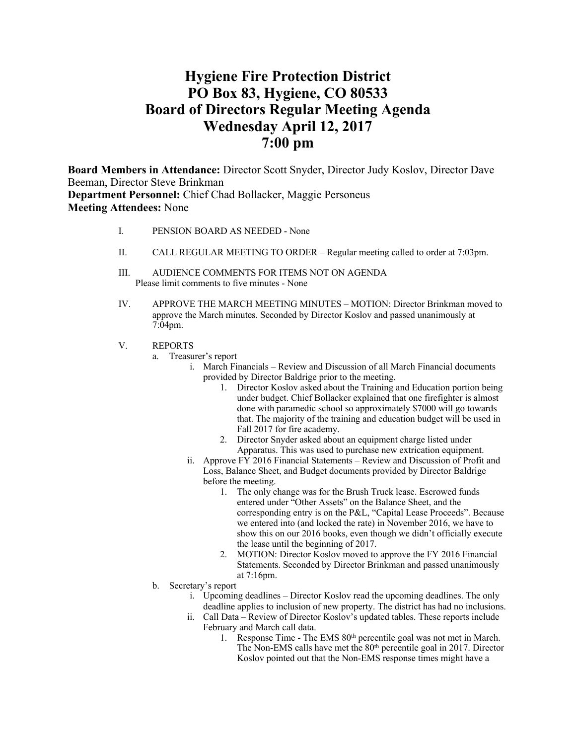# Hygiene Fire Protection District
# PO Box 83, Hygiene, CO 80533
# Board of Directors Regular Meeting Agenda
# Wednesday April 12, 2017
# 7:00 pm

**Board Members in Attendance:** Director Scott Snyder, Director Judy Koslov, Director Dave Beeman, Director Steve Brinkman
**Department Personnel:** Chief Chad Bollacker, Maggie Personeus
**Meeting Attendees:** None

I. PENSION BOARD AS NEEDED - None

II. CALL REGULAR MEETING TO ORDER – Regular meeting called to order at 7:03pm.

III. AUDIENCE COMMENTS FOR ITEMS NOT ON AGENDA
Please limit comments to five minutes - None

IV. APPROVE THE MARCH MEETING MINUTES – MOTION: Director Brinkman moved to approve the March minutes. Seconded by Director Koslov and passed unanimously at 7:04pm.

V. REPORTS
   a. Treasurer's report
      i. March Financials – Review and Discussion of all March Financial documents provided by Director Baldrige prior to the meeting.
         1. Director Koslov asked about the Training and Education portion being under budget. Chief Bollacker explained that one firefighter is almost done with paramedic school so approximately $7000 will go towards that. The majority of the training and education budget will be used in Fall 2017 for fire academy.
         2. Director Snyder asked about an equipment charge listed under Apparatus. This was used to purchase new extrication equipment.
      ii. Approve FY 2016 Financial Statements – Review and Discussion of Profit and Loss, Balance Sheet, and Budget documents provided by Director Baldrige before the meeting.
         1. The only change was for the Brush Truck lease. Escrowed funds entered under "Other Assets" on the Balance Sheet, and the corresponding entry is on the P&L, "Capital Lease Proceeds". Because we entered into (and locked the rate) in November 2016, we have to show this on our 2016 books, even though we didn't officially execute the lease until the beginning of 2017.
         2. MOTION: Director Koslov moved to approve the FY 2016 Financial Statements. Seconded by Director Brinkman and passed unanimously at 7:16pm.
   b. Secretary's report
      i. Upcoming deadlines – Director Koslov read the upcoming deadlines. The only deadline applies to inclusion of new property. The district has had no inclusions.
      ii. Call Data – Review of Director Koslov's updated tables. These reports include February and March call data.
         1. Response Time - The EMS 80th percentile goal was not met in March. The Non-EMS calls have met the 80th percentile goal in 2017. Director Koslov pointed out that the Non-EMS response times might have a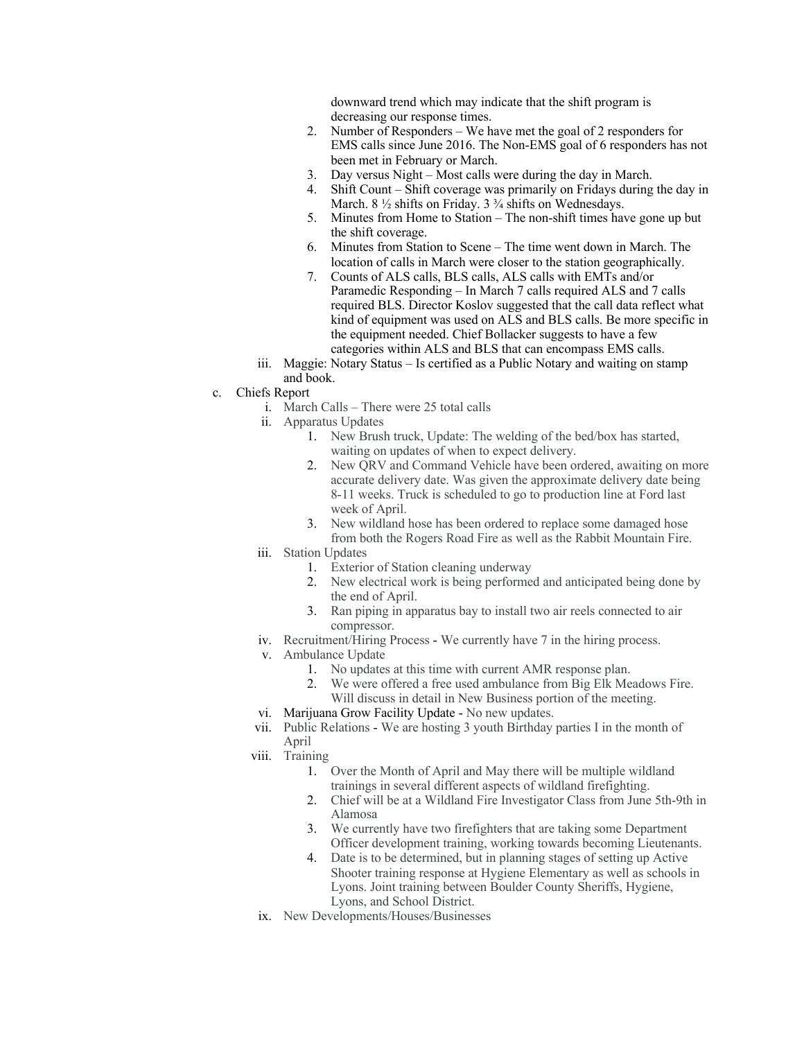downward trend which may indicate that the shift program is decreasing our response times.

2. Number of Responders – We have met the goal of 2 responders for EMS calls since June 2016. The Non-EMS goal of 6 responders has not been met in February or March.
3. Day versus Night – Most calls were during the day in March.
4. Shift Count – Shift coverage was primarily on Fridays during the day in March. 8 ½ shifts on Friday. 3 ¾ shifts on Wednesdays.
5. Minutes from Home to Station – The non-shift times have gone up but the shift coverage.
6. Minutes from Station to Scene – The time went down in March. The location of calls in March were closer to the station geographically.
7. Counts of ALS calls, BLS calls, ALS calls with EMTs and/or Paramedic Responding – In March 7 calls required ALS and 7 calls required BLS. Director Koslov suggested that the call data reflect what kind of equipment was used on ALS and BLS calls. Be more specific in the equipment needed. Chief Bollacker suggests to have a few categories within ALS and BLS that can encompass EMS calls.

iii. Maggie: Notary Status – Is certified as a Public Notary and waiting on stamp and book.

c. Chiefs Report

i. March Calls – There were 25 total calls

ii. Apparatus Updates

1. New Brush truck, Update: The welding of the bed/box has started, waiting on updates of when to expect delivery.
2. New QRV and Command Vehicle have been ordered, awaiting on more accurate delivery date. Was given the approximate delivery date being 8-11 weeks. Truck is scheduled to go to production line at Ford last week of April.
3. New wildland hose has been ordered to replace some damaged hose from both the Rogers Road Fire as well as the Rabbit Mountain Fire.

iii. Station Updates

1. Exterior of Station cleaning underway
2. New electrical work is being performed and anticipated being done by the end of April.
3. Ran piping in apparatus bay to install two air reels connected to air compressor.

iv. Recruitment/Hiring Process - We currently have 7 in the hiring process.

v. Ambulance Update

1. No updates at this time with current AMR response plan.
2. We were offered a free used ambulance from Big Elk Meadows Fire. Will discuss in detail in New Business portion of the meeting.

vi. Marijuana Grow Facility Update - No new updates.

vii. Public Relations - We are hosting 3 youth Birthday parties I in the month of April

viii. Training

1. Over the Month of April and May there will be multiple wildland trainings in several different aspects of wildland firefighting.
2. Chief will be at a Wildland Fire Investigator Class from June 5th-9th in Alamosa
3. We currently have two firefighters that are taking some Department Officer development training, working towards becoming Lieutenants.
4. Date is to be determined, but in planning stages of setting up Active Shooter training response at Hygiene Elementary as well as schools in Lyons. Joint training between Boulder County Sheriffs, Hygiene, Lyons, and School District.

ix. New Developments/Houses/Businesses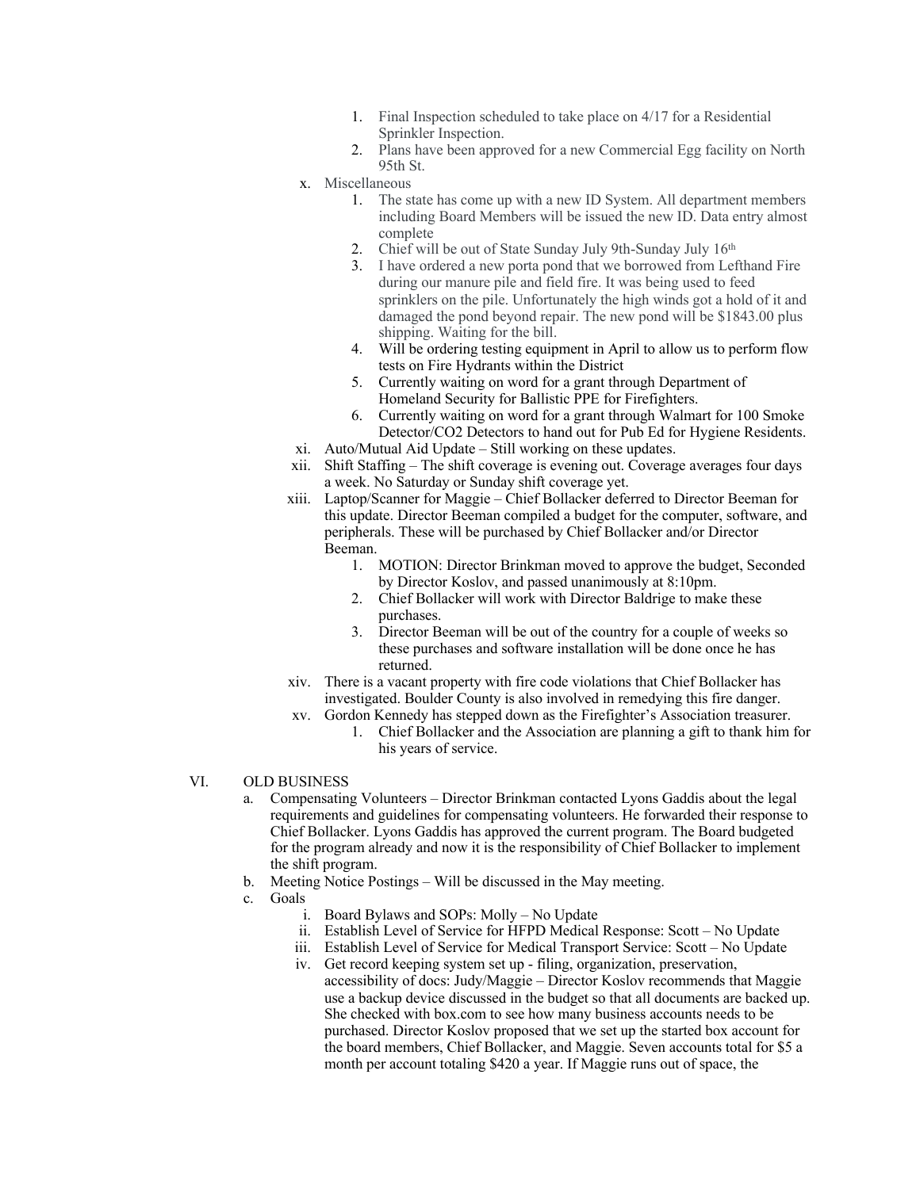1. Final Inspection scheduled to take place on 4/17 for a Residential Sprinkler Inspection.
2. Plans have been approved for a new Commercial Egg facility on North 95th St.

x. Miscellaneous

1. The state has come up with a new ID System. All department members including Board Members will be issued the new ID. Data entry almost complete
2. Chief will be out of State Sunday July 9th-Sunday July 16th
3. I have ordered a new porta pond that we borrowed from Lefthand Fire during our manure pile and field fire. It was being used to feed sprinklers on the pile. Unfortunately the high winds got a hold of it and damaged the pond beyond repair. The new pond will be $1843.00 plus shipping. Waiting for the bill.
4. Will be ordering testing equipment in April to allow us to perform flow tests on Fire Hydrants within the District
5. Currently waiting on word for a grant through Department of Homeland Security for Ballistic PPE for Firefighters.
6. Currently waiting on word for a grant through Walmart for 100 Smoke Detector/CO2 Detectors to hand out for Pub Ed for Hygiene Residents.

xi. Auto/Mutual Aid Update – Still working on these updates.

xii. Shift Staffing – The shift coverage is evening out. Coverage averages four days a week. No Saturday or Sunday shift coverage yet.

xiii. Laptop/Scanner for Maggie – Chief Bollacker deferred to Director Beeman for this update. Director Beeman compiled a budget for the computer, software, and peripherals. These will be purchased by Chief Bollacker and/or Director Beeman.

1. MOTION: Director Brinkman moved to approve the budget, Seconded by Director Koslov, and passed unanimously at 8:10pm.
2. Chief Bollacker will work with Director Baldrige to make these purchases.
3. Director Beeman will be out of the country for a couple of weeks so these purchases and software installation will be done once he has returned.

xiv. There is a vacant property with fire code violations that Chief Bollacker has investigated. Boulder County is also involved in remedying this fire danger.

xv. Gordon Kennedy has stepped down as the Firefighter's Association treasurer.

1. Chief Bollacker and the Association are planning a gift to thank him for his years of service.

## VI. OLD BUSINESS

a. Compensating Volunteers – Director Brinkman contacted Lyons Gaddis about the legal requirements and guidelines for compensating volunteers. He forwarded their response to Chief Bollacker. Lyons Gaddis has approved the current program. The Board budgeted for the program already and now it is the responsibility of Chief Bollacker to implement the shift program.

b. Meeting Notice Postings – Will be discussed in the May meeting.

c. Goals

i. Board Bylaws and SOPs: Molly – No Update

ii. Establish Level of Service for HFPD Medical Response: Scott – No Update

iii. Establish Level of Service for Medical Transport Service: Scott – No Update

iv. Get record keeping system set up - filing, organization, preservation, accessibility of docs: Judy/Maggie – Director Koslov recommends that Maggie use a backup device discussed in the budget so that all documents are backed up. She checked with box.com to see how many business accounts needs to be purchased. Director Koslov proposed that we set up the started box account for the board members, Chief Bollacker, and Maggie. Seven accounts total for $5 a month per account totaling $420 a year. If Maggie runs out of space, the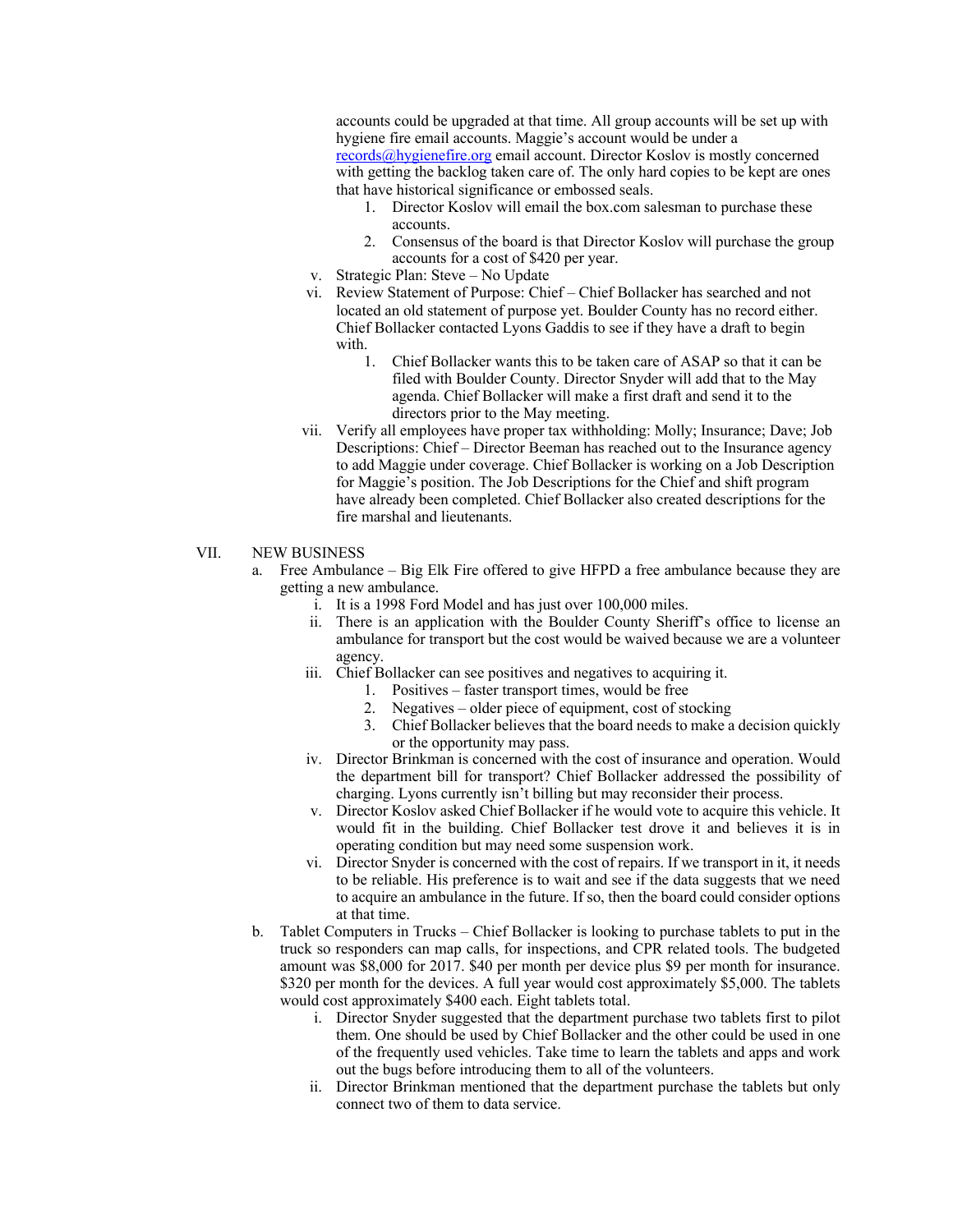accounts could be upgraded at that time. All group accounts will be set up with hygiene fire email accounts. Maggie's account would be under a records@hygienefire.org email account. Director Koslov is mostly concerned with getting the backlog taken care of. The only hard copies to be kept are ones that have historical significance or embossed seals.

1. Director Koslov will email the box.com salesman to purchase these accounts.
2. Consensus of the board is that Director Koslov will purchase the group accounts for a cost of $420 per year.

v. Strategic Plan: Steve – No Update

vi. Review Statement of Purpose: Chief – Chief Bollacker has searched and not located an old statement of purpose yet. Boulder County has no record either. Chief Bollacker contacted Lyons Gaddis to see if they have a draft to begin with.

1. Chief Bollacker wants this to be taken care of ASAP so that it can be filed with Boulder County. Director Snyder will add that to the May agenda. Chief Bollacker will make a first draft and send it to the directors prior to the May meeting.

vii. Verify all employees have proper tax withholding: Molly; Insurance; Dave; Job Descriptions: Chief – Director Beeman has reached out to the Insurance agency to add Maggie under coverage. Chief Bollacker is working on a Job Description for Maggie's position. The Job Descriptions for the Chief and shift program have already been completed. Chief Bollacker also created descriptions for the fire marshal and lieutenants.

VII. NEW BUSINESS

a. Free Ambulance – Big Elk Fire offered to give HFPD a free ambulance because they are getting a new ambulance.

i. It is a 1998 Ford Model and has just over 100,000 miles.

ii. There is an application with the Boulder County Sheriff's office to license an ambulance for transport but the cost would be waived because we are a volunteer agency.

iii. Chief Bollacker can see positives and negatives to acquiring it.

1. Positives – faster transport times, would be free
2. Negatives – older piece of equipment, cost of stocking
3. Chief Bollacker believes that the board needs to make a decision quickly or the opportunity may pass.

iv. Director Brinkman is concerned with the cost of insurance and operation. Would the department bill for transport? Chief Bollacker addressed the possibility of charging. Lyons currently isn't billing but may reconsider their process.

v. Director Koslov asked Chief Bollacker if he would vote to acquire this vehicle. It would fit in the building. Chief Bollacker test drove it and believes it is in operating condition but may need some suspension work.

vi. Director Snyder is concerned with the cost of repairs. If we transport in it, it needs to be reliable. His preference is to wait and see if the data suggests that we need to acquire an ambulance in the future. If so, then the board could consider options at that time.

b. Tablet Computers in Trucks – Chief Bollacker is looking to purchase tablets to put in the truck so responders can map calls, for inspections, and CPR related tools. The budgeted amount was $8,000 for 2017. $40 per month per device plus $9 per month for insurance. $320 per month for the devices. A full year would cost approximately $5,000. The tablets would cost approximately $400 each. Eight tablets total.

i. Director Snyder suggested that the department purchase two tablets first to pilot them. One should be used by Chief Bollacker and the other could be used in one of the frequently used vehicles. Take time to learn the tablets and apps and work out the bugs before introducing them to all of the volunteers.

ii. Director Brinkman mentioned that the department purchase the tablets but only connect two of them to data service.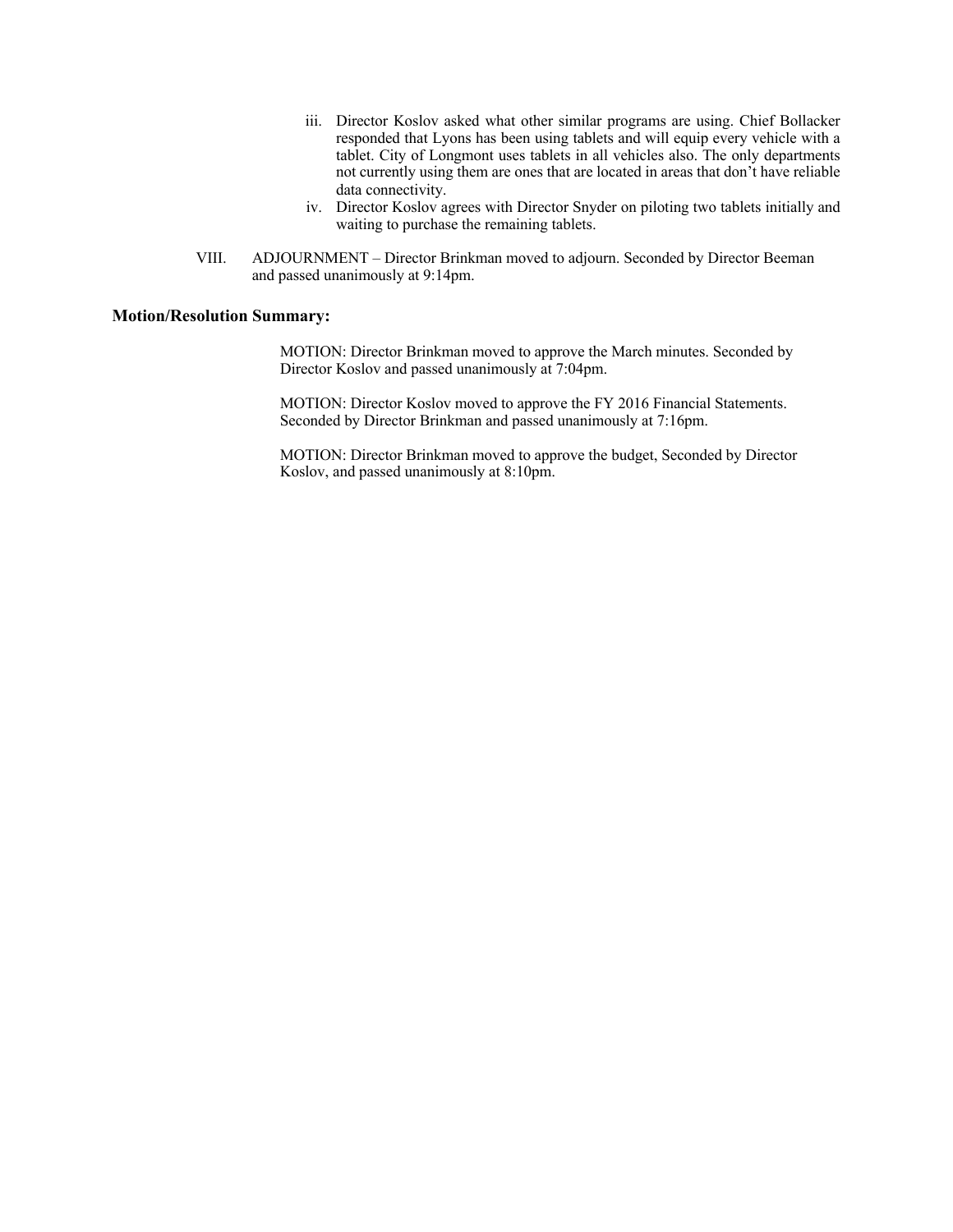iii. Director Koslov asked what other similar programs are using. Chief Bollacker responded that Lyons has been using tablets and will equip every vehicle with a tablet. City of Longmont uses tablets in all vehicles also. The only departments not currently using them are ones that are located in areas that don't have reliable data connectivity.

iv. Director Koslov agrees with Director Snyder on piloting two tablets initially and waiting to purchase the remaining tablets.

VIII. ADJOURNMENT – Director Brinkman moved to adjourn. Seconded by Director Beeman and passed unanimously at 9:14pm.

**Motion/Resolution Summary:**

MOTION: Director Brinkman moved to approve the March minutes. Seconded by Director Koslov and passed unanimously at 7:04pm.

MOTION: Director Koslov moved to approve the FY 2016 Financial Statements. Seconded by Director Brinkman and passed unanimously at 7:16pm.

MOTION: Director Brinkman moved to approve the budget, Seconded by Director Koslov, and passed unanimously at 8:10pm.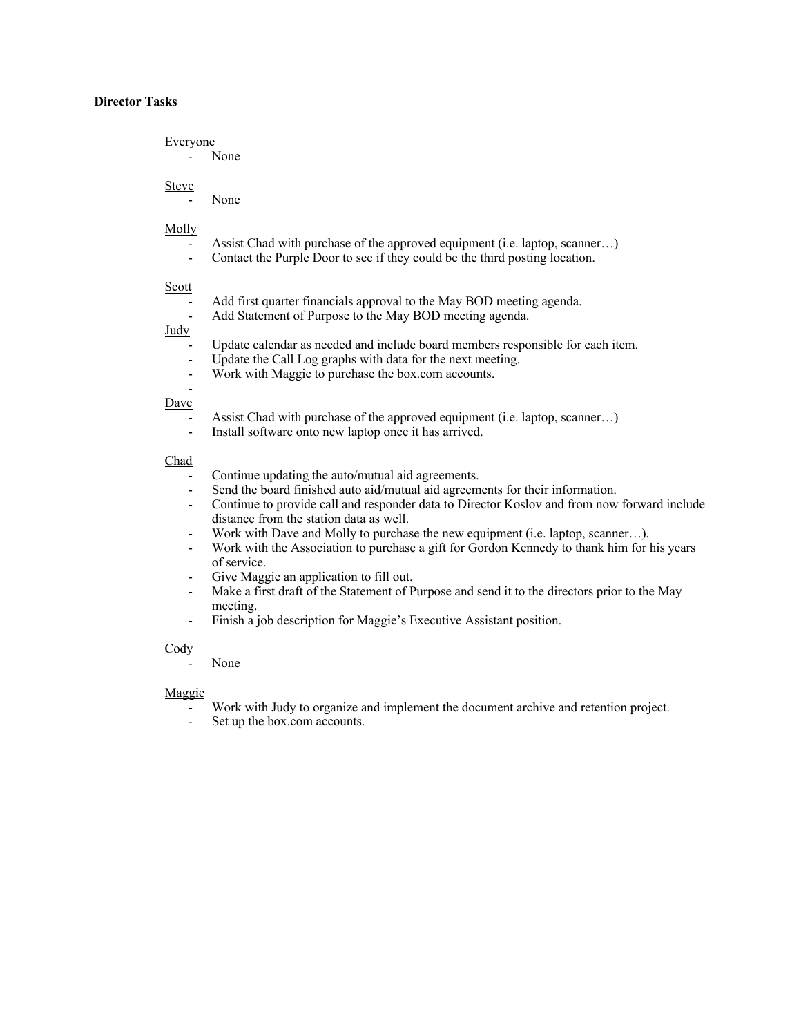**Director Tasks**

Everyone

- None

Steve

- None

Molly

- Assist Chad with purchase of the approved equipment (i.e. laptop, scanner…)
- Contact the Purple Door to see if they could be the third posting location.

Scott

- Add first quarter financials approval to the May BOD meeting agenda.
- Add Statement of Purpose to the May BOD meeting agenda.

Judy

- Update calendar as needed and include board members responsible for each item.
- Update the Call Log graphs with data for the next meeting.
- Work with Maggie to purchase the box.com accounts.
-

Dave

- Assist Chad with purchase of the approved equipment (i.e. laptop, scanner…)
- Install software onto new laptop once it has arrived.

Chad

- Continue updating the auto/mutual aid agreements.
- Send the board finished auto aid/mutual aid agreements for their information.
- Continue to provide call and responder data to Director Koslov and from now forward include distance from the station data as well.
- Work with Dave and Molly to purchase the new equipment (i.e. laptop, scanner…).
- Work with the Association to purchase a gift for Gordon Kennedy to thank him for his years of service.
- Give Maggie an application to fill out.
- Make a first draft of the Statement of Purpose and send it to the directors prior to the May meeting.
- Finish a job description for Maggie's Executive Assistant position.

Cody

- None

Maggie

- Work with Judy to organize and implement the document archive and retention project.
- Set up the box.com accounts.